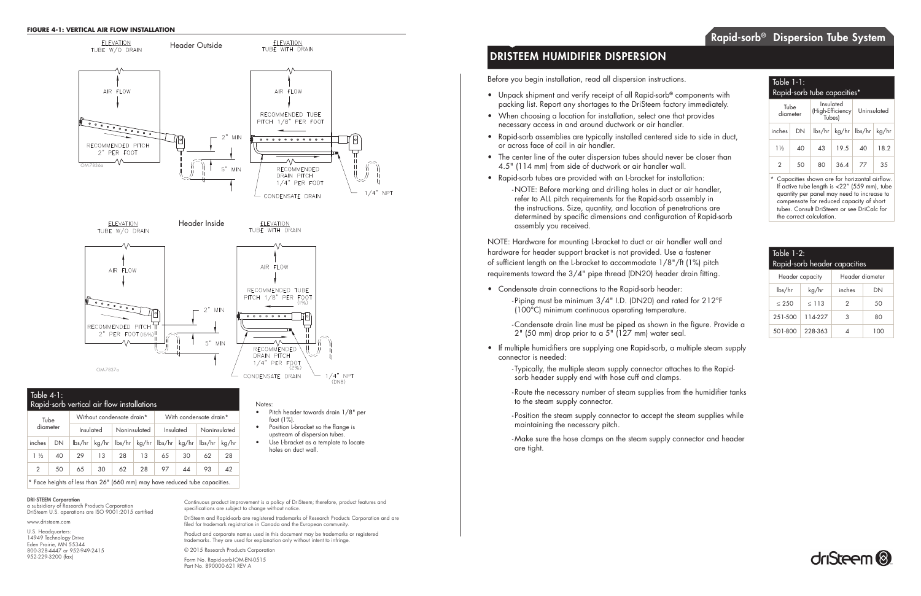**FIGURE 4-1: VERTICAL AIR FLOW INSTALLATION**

Header Outside

ELEVATION TUBE W/O DRAIN

AIR FLOW

RECOMMENDED PITCH 2" PER FOOT

ELEVATION TUBE WITH DRAIN

AIR FLOW

RECOMMENDED TUBE PITCH 1/8" PER FOOT

2" MIN

5" MIN

RECOMMENDED DRAIN PITCH 1/4" PER FOOT

CONDENSATE DRAIN

1/4" NPT

OM-7836a

Header Inside

ELEVATION TUBE W/O DRAIN

AIR FLOW

RECOMMENDED PITCH 2" PER FOOT (15%)

ELEVATION TUBE WITH DRAIN

AIR FLOW

RECOMMENDED TUBE PITCH 1/8" PER FOOT (1%)

2" MIN

5" MIN

RECOMMENDED DRAIN PITCH 1/4" PER FOOT (2%)

CONDENSATE DRAIN

1/4" NPT (DN8)

OM-7837a

Notes:

- Pitch header towards drain 1/8" per foot (1%).
- Position L-bracket so the flange is upstream of dispersion tubes.
- Use L-bracket as a template to locate holes on duct wall.

Table 4-1: Rapid-sorb vertical air flow installations

| Tube diameter | | Without condensate drain* | | | | With condensate drain* | | | |
|---|---|---|---|---|---|---|---|---|---|
| | | Insulated | | Noninsulated | | Insulated | | Noninsulated | |
| inches | DN | lbs/hr | kg/hr | lbs/hr | kg/hr | lbs/hr | kg/hr | lbs/hr | kg/hr |
| 1 ½ | 40 | 29 | 13 | 28 | 13 | 65 | 30 | 62 | 28 |
| 2 | 50 | 65 | 30 | 62 | 28 | 97 | 44 | 93 | 42 |

\* Face heights of less than 26" (660 mm) may have reduced tube capacities.

**DRI-STEEM Corporation**
a subsidiary of Research Products Corporation
DriSteem U.S. operations are ISO 9001:2015 certified

www.dristeem.com

U.S. Headquarters:
14949 Technology Drive
Eden Prairie, MN 55344
800-328-4447 or 952-949-2415
952-229-3200 (fax)

Continuous product improvement is a policy of DriSteem; therefore, product features and specifications are subject to change without notice.

DriSteem and Rapid-sorb are registered trademarks of Research Products Corporation and are filed for trademark registration in Canada and the European community.

Product and corporate names used in this document may be trademarks or registered trademarks. They are used for explanation only without intent to infringe.

© 2015 Research Products Corporation

Form No. Rapid-sorbIOM-EN-0515
Part No. 890000-621 REV A

# Rapid-sorb® Dispersion Tube System

## DRISTEEM HUMIDIFIER DISPERSION

Before you begin installation, read all dispersion instructions.

- Unpack shipment and verify receipt of all Rapid-sorb® components with packing list. Report any shortages to the DriSteem factory immediately.
- When choosing a location for installation, select one that provides necessary access in and around ductwork or air handler.
- Rapid-sorb assemblies are typically installed centered side to side in duct, or across face of coil in air handler.
- The center line of the outer dispersion tubes should never be closer than 4.5" (114 mm) from side of ductwork or air handler wall.
- Rapid-sorb tubes are provided with an L-bracket for installation:
  - NOTE: Before marking and drilling holes in duct or air handler, refer to ALL pitch requirements for the Rapid-sorb assembly in the instructions. Size, quantity, and location of penetrations are determined by specific dimensions and configuration of Rapid-sorb assembly you received.

NOTE: Hardware for mounting L-bracket to duct or air handler wall and hardware for header support bracket is not provided. Use a fastener of sufficient length on the L-bracket to accommodate 1/8"/ft (1%) pitch requirements toward the 3/4" pipe thread (DN20) header drain fitting.

- Condensate drain connections to the Rapid-sorb header:
  - Piping must be minimum 3/4" I.D. (DN20) and rated for 212°F (100°C) minimum continuous operating temperature.
  - Condensate drain line must be piped as shown in the figure. Provide a 2" (50 mm) drop prior to a 5" (127 mm) water seal.
- If multiple humidifiers are supplying one Rapid-sorb, a multiple steam supply connector is needed:
  - Typically, the multiple steam supply connector attaches to the Rapid-sorb header supply end with hose cuff and clamps.
  - Route the necessary number of steam supplies from the humidifier tanks to the steam supply connector.
  - Position the steam supply connector to accept the steam supplies while maintaining the necessary pitch.
  - Make sure the hose clamps on the steam supply connector and header are tight.

Table 1-1: Rapid-sorb tube capacities*

| Tube diameter | | Insulated (High-Efficiency Tubes) | | Uninsulated | |
|---|---|---|---|---|---|
| inches | DN | lbs/hr | kg/hr | lbs/hr | kg/hr |
| 1½ | 40 | 43 | 19.5 | 40 | 18.2 |
| 2 | 50 | 80 | 36.4 | 77 | 35 |

\* Capacities shown are for horizontal airflow. If active tube length is <22" (559 mm), tube quantity per panel may need to increase to compensate for reduced capacity of short tubes. Consult DriSteem or see DriCalc for the correct calculation.

Table 1-2: Rapid-sorb header capacities

| Header capacity | | Header diameter | |
|---|---|---|---|
| lbs/hr | kg/hr | inches | DN |
| ≤ 250 | ≤ 113 | 2 | 50 |
| 251-500 | 114-227 | 3 | 80 |
| 501-800 | 228-363 | 4 | 100 |

driSteem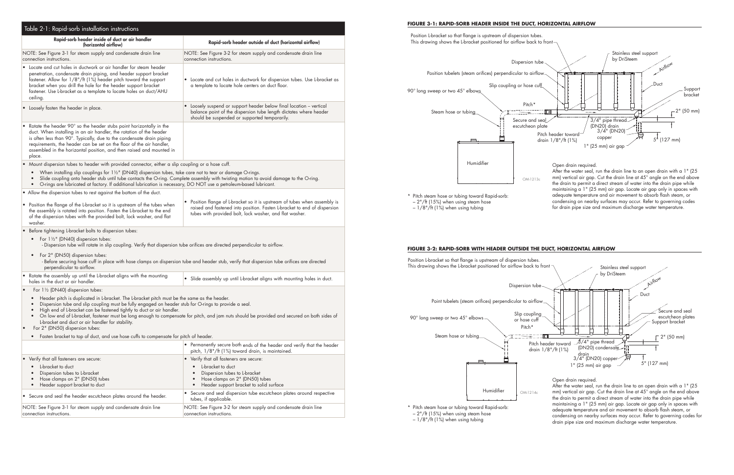## Table 2-1: Rapid-sorb installation instructions

| Rapid-sorb header inside of duct or air handler (horizontal airflow) | Rapid-sorb header outside of duct (horizontal airflow) |
|---|---|
| NOTE: See Figure 3-1 for steam supply and condensate drain line connection instructions. | NOTE: See Figure 3-2 for steam supply and condensate drain line connection instructions. |
| • Locate and cut holes in ductwork or air handler for steam header penetration, condensate drain piping, and header support bracket fastener. Allow for 1/8"/ft (1%) header pitch toward the support bracket when you drill the hole for the header support bracket fastener. Use L-bracket as a template to locate holes on duct/AHU ceiling. | • Locate and cut holes in ductwork for dispersion tubes. Use L-bracket as a template to locate hole centers on duct floor. |
| • Loosely fasten the header in place. | • Loosely suspend or support header below final location – vertical balance point of the dispersion tube length dictates where header should be suspended or supported temporarily. |
| • Rotate the header 90° so the header stubs point horizontally in the duct. When installing in an air handler, the rotation of the header is often less than 90°. Typically, due to the condensate drain piping requirements, the header can be set on the floor of the air handler, assembled in the horizontal position, and then raised and mounted in place. | |
| • Mount dispersion tubes to header with provided connector, either a slip coupling or a hose cuff.<br>• When installing slip couplings for 1½" (DN40) dispersion tubes, take care not to tear or damage O-rings.<br>• Slide coupling onto header stub until tube contacts the O-ring. Complete assembly with twisting motion to avoid damage to the O-ring.<br>• O-rings are lubricated at factory. If additional lubrication is necessary, DO NOT use a petroleum-based lubricant. | |
| • Allow the dispersion tubes to rest against the bottom of the duct.<br>• Position the flange of the L-bracket so it is upstream of the tubes when the assembly is rotated into position. Fasten the L-bracket to the end of the dispersion tubes with the provided bolt, lock washer, and flat washer. | • Position flange of L-bracket so it is upstream of tubes when assembly is raised and fastened into position. Fasten L-bracket to end of dispersion tubes with provided bolt, lock washer, and flat washer. |
| • Before tightening L-bracket bolts to dispersion tubes:<br>• For 1½" (DN40) dispersion tubes:<br>- Dispersion tube will rotate in slip coupling. Verify that dispersion tube orifices are directed perpendicular to airflow.<br>• For 2" (DN50) dispersion tubes:<br>- Before securing hose cuff in place with hose clamps on dispersion tube and header stub, verify that dispersion tube orifices are directed perpendicular to airflow. | |
| • Rotate the assembly up until the L-bracket aligns with the mounting holes in the duct or air handler. | • Slide assembly up until L-bracket aligns with mounting holes in duct. |
| • For 1½ (DN40) dispersion tubes:<br>• Header pitch is duplicated in L-bracket. The L-bracket pitch must be the same as the header.<br>• Dispersion tube and slip coupling must be fully engaged on header stub for O-rings to provide a seal.<br>• High end of L-bracket can be fastened tightly to duct or air handler.<br>• On low end of L-bracket, fastener must be long enough to compensate for pitch, and jam nuts should be provided and secured on both sides of L-bracket and duct or air handler for stability.<br>• For 2" (DN50) dispersion tubes:<br>• Fasten bracket to top of duct, and use hose cuffs to compensate for pitch of header. | |
| | • Permanently secure both ends of the header and verify that the header pitch, 1/8"/ft (1%) toward drain, is maintained. |
| • Verify that all fasteners are secure:<br>• L-bracket to duct<br>• Dispersion tubes to L-bracket<br>• Hose clamps on 2" (DN50) tubes<br>• Header support bracket to duct | • Verify that all fasteners are secure:<br>• L-bracket to duct<br>• Dispersion tubes to L-bracket<br>• Hose clamps on 2" (DN50) tubes<br>• Header support bracket to solid surface |
| • Secure and seal the header escutcheon plates around the header. | • Secure and seal dispersion tube escutcheon plates around respective tubes, if applicable. |
| NOTE: See Figure 3-1 for steam supply and condensate drain line connection instructions. | NOTE: See Figure 3-2 for steam supply and condensate drain line connection instructions. |

**FIGURE 3-1: RAPID-SORB HEADER INSIDE THE DUCT, HORIZONTAL AIRFLOW**

Position L-bracket so that flange is upstream of dispersion tubes.
This drawing shows the L-bracket positioned for airflow back to front

Stainless steel support by DriSteem
Airflow
Dispersion tube
Position tubelets (steam orifices) perpendicular to airflow
Duct
Support bracket
Slip coupling or hose cuff
90° long sweep or two 45° elbows
Pitch*
Steam hose or tubing
2" (50 mm)
Secure and seal escutcheon plate
3/4" pipe thread (DN20) drain
3/4" (DN20) copper
Pitch header toward drain 1/8"/ft (1%)
5" (127 mm)
1" (25 mm) air gap
Humidifier
OM-1213c

\* Pitch steam hose or tubing toward Rapid-sorb:
– 2"/ft (15%) when using steam hose
– 1/8"/ft (1%) when using tubing

Open drain required.
After the water seal, run the drain line to an open drain with a 1" (25 mm) vertical air gap. Cut the drain line at 45° angle on the end above the drain to permit a direct stream of water into the drain pipe while maintaining a 1" (25 mm) air gap. Locate air gap only in spaces with adequate temperature and air movement to absorb flash steam, or condensing on nearby surfaces may occur. Refer to governing codes for drain pipe size and maximum discharge water temperature.

**FIGURE 3-2: RAPID-SORB WITH HEADER OUTSIDE THE DUCT, HORIZONTAL AIRFLOW**

Position L-bracket so that flange is upstream of dispersion tubes.
This drawing shows the L-bracket positioned for airflow back to front

Stainless steel support by DriSteem
Airflow
Dispersion tube
Duct
Point tubelets (steam orifices) perpendicular to airflow
Secure and seal escutcheon plates
Support bracket
90° long sweep or two 45° elbows
Slip coupling or hose cuff
Pitch*
Steam hose or tubing
2" (50 mm)
Pitch header toward drain 1/8"/ft (1%)
3/4" pipe thread (DN20) condensate drain
3/4" (DN20) copper
1" (25 mm) air gap
5" (127 mm)
Humidifier
OM-1214c

\* Pitch steam hose or tubing toward Rapid-sorb:
– 2"/ft (15%) when using steam hose
– 1/8"/ft (1%) when using tubing

Open drain required.
After the water seal, run the drain line to an open drain with a 1" (25 mm) vertical air gap. Cut the drain line at 45° angle on the end above the drain to permit a direct stream of water into the drain pipe while maintaining a 1" (25 mm) air gap. Locate air gap only in spaces with adequate temperature and air movement to absorb flash steam, or condensing on nearby surfaces may occur. Refer to governing codes for drain pipe size and maximum discharge water temperature.